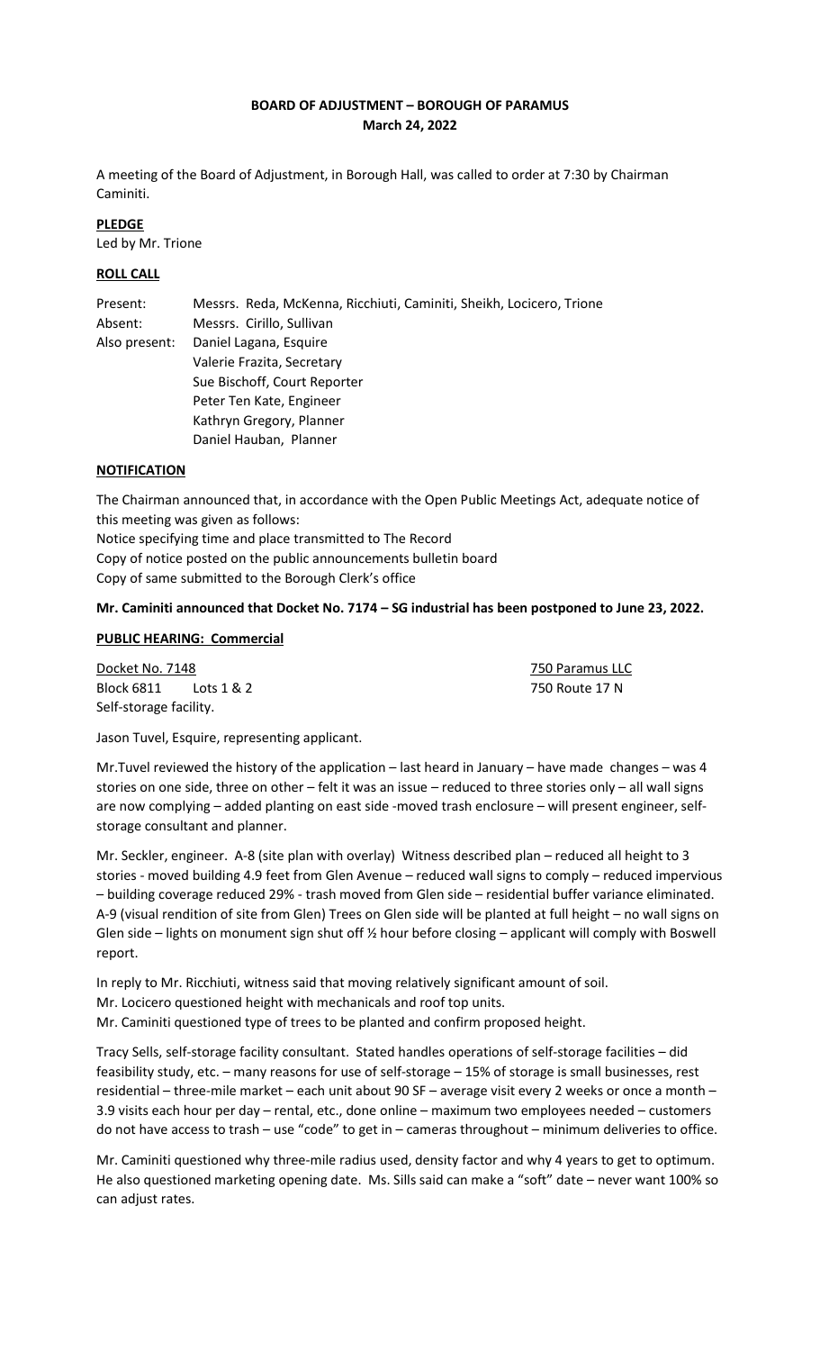# BOARD OF ADJUSTMENT – BOROUGH OF PARAMUS
## March 24, 2022

A meeting of the Board of Adjustment, in Borough Hall, was called to order at 7:30 by Chairman Caminiti.

**PLEDGE**

Led by Mr. Trione

**ROLL CALL**

| | |
|---|---|
| Present: | Messrs. Reda, McKenna, Ricchiuti, Caminiti, Sheikh, Locicero, Trione |
| Absent: | Messrs. Cirillo, Sullivan |
| Also present: | Daniel Lagana, Esquire |
| | Valerie Frazita, Secretary |
| | Sue Bischoff, Court Reporter |
| | Peter Ten Kate, Engineer |
| | Kathryn Gregory, Planner |
| | Daniel Hauban, Planner |

**NOTIFICATION**

The Chairman announced that, in accordance with the Open Public Meetings Act, adequate notice of this meeting was given as follows:
Notice specifying time and place transmitted to The Record
Copy of notice posted on the public announcements bulletin board
Copy of same submitted to the Borough Clerk's office

**Mr. Caminiti announced that Docket No. 7174 – SG industrial has been postponed to June 23, 2022.**

**PUBLIC HEARING: Commercial**

Docket No. 7148 — 750 Paramus LLC
Block 6811 Lots 1 & 2 — 750 Route 17 N
Self-storage facility.

Jason Tuvel, Esquire, representing applicant.

Mr.Tuvel reviewed the history of the application – last heard in January – have made changes – was 4 stories on one side, three on other – felt it was an issue – reduced to three stories only – all wall signs are now complying – added planting on east side -moved trash enclosure – will present engineer, self-storage consultant and planner.

Mr. Seckler, engineer. A-8 (site plan with overlay) Witness described plan – reduced all height to 3 stories - moved building 4.9 feet from Glen Avenue – reduced wall signs to comply – reduced impervious – building coverage reduced 29% - trash moved from Glen side – residential buffer variance eliminated. A-9 (visual rendition of site from Glen) Trees on Glen side will be planted at full height – no wall signs on Glen side – lights on monument sign shut off ½ hour before closing – applicant will comply with Boswell report.

In reply to Mr. Ricchiuti, witness said that moving relatively significant amount of soil.
Mr. Locicero questioned height with mechanicals and roof top units.
Mr. Caminiti questioned type of trees to be planted and confirm proposed height.

Tracy Sells, self-storage facility consultant. Stated handles operations of self-storage facilities – did feasibility study, etc. – many reasons for use of self-storage – 15% of storage is small businesses, rest residential – three-mile market – each unit about 90 SF – average visit every 2 weeks or once a month – 3.9 visits each hour per day – rental, etc., done online – maximum two employees needed – customers do not have access to trash – use "code" to get in – cameras throughout – minimum deliveries to office.

Mr. Caminiti questioned why three-mile radius used, density factor and why 4 years to get to optimum. He also questioned marketing opening date. Ms. Sills said can make a "soft" date – never want 100% so can adjust rates.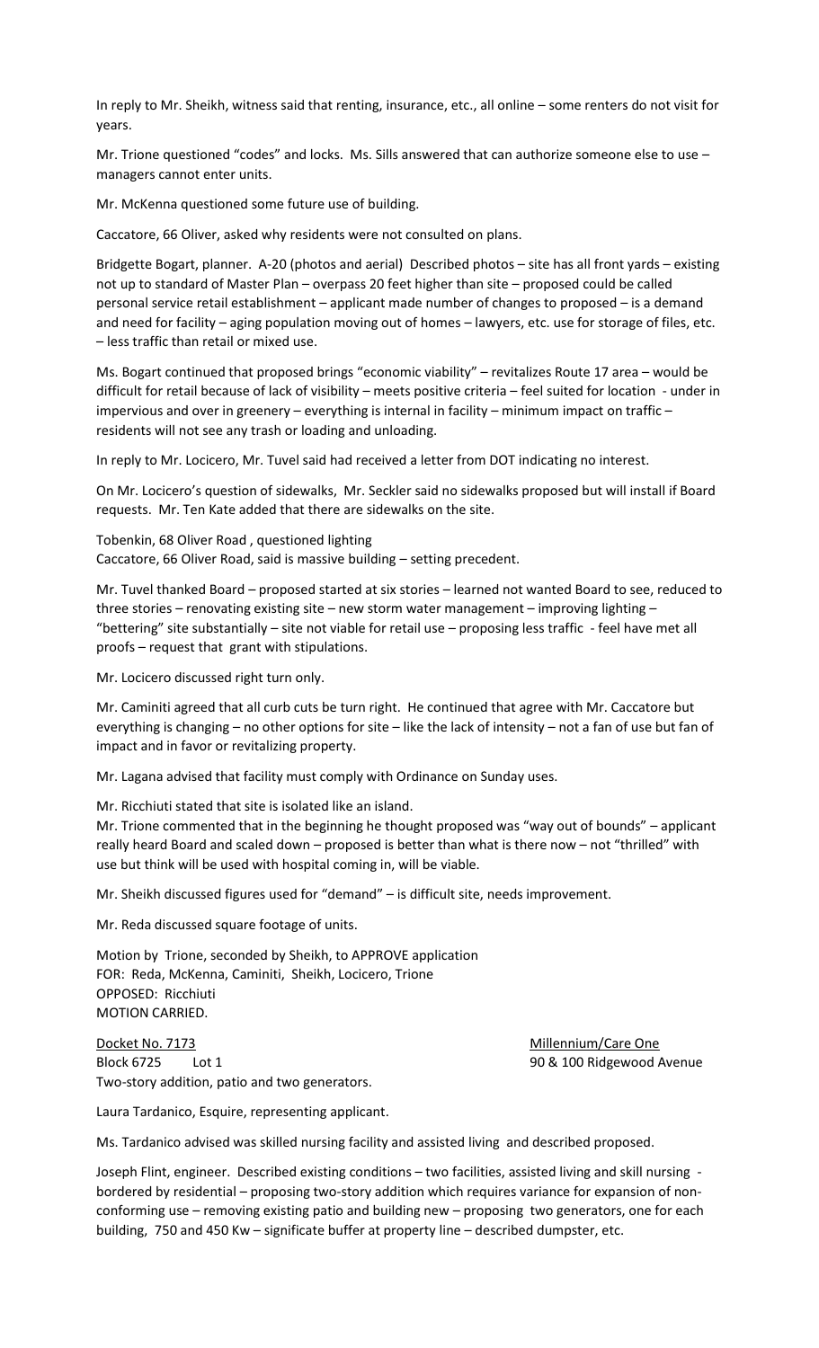In reply to Mr. Sheikh, witness said that renting, insurance, etc., all online – some renters do not visit for years.

Mr. Trione questioned "codes" and locks. Ms. Sills answered that can authorize someone else to use – managers cannot enter units.

Mr. McKenna questioned some future use of building.

Caccatore, 66 Oliver, asked why residents were not consulted on plans.

Bridgette Bogart, planner. A-20 (photos and aerial) Described photos – site has all front yards – existing not up to standard of Master Plan – overpass 20 feet higher than site – proposed could be called personal service retail establishment – applicant made number of changes to proposed – is a demand and need for facility – aging population moving out of homes – lawyers, etc. use for storage of files, etc. – less traffic than retail or mixed use.

Ms. Bogart continued that proposed brings "economic viability" – revitalizes Route 17 area – would be difficult for retail because of lack of visibility – meets positive criteria – feel suited for location - under in impervious and over in greenery – everything is internal in facility – minimum impact on traffic – residents will not see any trash or loading and unloading.

In reply to Mr. Locicero, Mr. Tuvel said had received a letter from DOT indicating no interest.

On Mr. Locicero's question of sidewalks, Mr. Seckler said no sidewalks proposed but will install if Board requests. Mr. Ten Kate added that there are sidewalks on the site.

Tobenkin, 68 Oliver Road , questioned lighting
Caccatore, 66 Oliver Road, said is massive building – setting precedent.

Mr. Tuvel thanked Board – proposed started at six stories – learned not wanted Board to see, reduced to three stories – renovating existing site – new storm water management – improving lighting – "bettering" site substantially – site not viable for retail use – proposing less traffic - feel have met all proofs – request that grant with stipulations.

Mr. Locicero discussed right turn only.

Mr. Caminiti agreed that all curb cuts be turn right. He continued that agree with Mr. Caccatore but everything is changing – no other options for site – like the lack of intensity – not a fan of use but fan of impact and in favor or revitalizing property.

Mr. Lagana advised that facility must comply with Ordinance on Sunday uses.

Mr. Ricchiuti stated that site is isolated like an island.
Mr. Trione commented that in the beginning he thought proposed was "way out of bounds" – applicant really heard Board and scaled down – proposed is better than what is there now – not "thrilled" with use but think will be used with hospital coming in, will be viable.

Mr. Sheikh discussed figures used for "demand" – is difficult site, needs improvement.

Mr. Reda discussed square footage of units.

Motion by Trione, seconded by Sheikh, to APPROVE application
FOR: Reda, McKenna, Caminiti, Sheikh, Locicero, Trione
OPPOSED: Ricchiuti
MOTION CARRIED.

Docket No. 7173 — Millennium/Care One
Block 6725 Lot 1 — 90 & 100 Ridgewood Avenue
Two-story addition, patio and two generators.

Laura Tardanico, Esquire, representing applicant.

Ms. Tardanico advised was skilled nursing facility and assisted living and described proposed.

Joseph Flint, engineer. Described existing conditions – two facilities, assisted living and skill nursing - bordered by residential – proposing two-story addition which requires variance for expansion of non-conforming use – removing existing patio and building new – proposing two generators, one for each building, 750 and 450 Kw – significate buffer at property line – described dumpster, etc.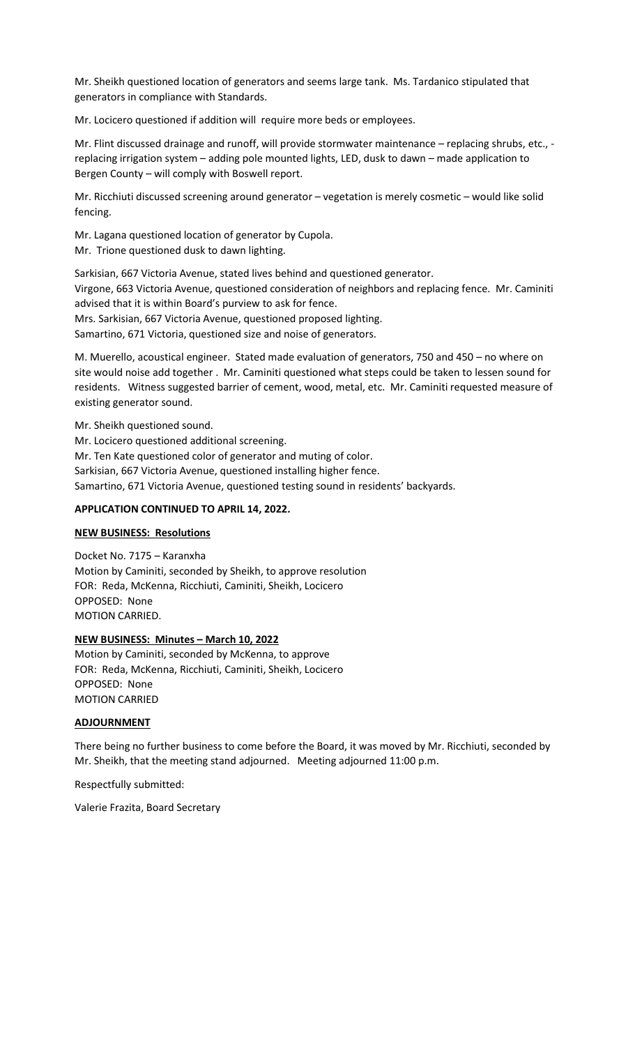Mr. Sheikh questioned location of generators and seems large tank. Ms. Tardanico stipulated that generators in compliance with Standards.

Mr. Locicero questioned if addition will require more beds or employees.

Mr. Flint discussed drainage and runoff, will provide stormwater maintenance – replacing shrubs, etc., - replacing irrigation system – adding pole mounted lights, LED, dusk to dawn – made application to Bergen County – will comply with Boswell report.

Mr. Ricchiuti discussed screening around generator – vegetation is merely cosmetic – would like solid fencing.

Mr. Lagana questioned location of generator by Cupola.
Mr. Trione questioned dusk to dawn lighting.

Sarkisian, 667 Victoria Avenue, stated lives behind and questioned generator.
Virgone, 663 Victoria Avenue, questioned consideration of neighbors and replacing fence. Mr. Caminiti advised that it is within Board's purview to ask for fence.
Mrs. Sarkisian, 667 Victoria Avenue, questioned proposed lighting.
Samartino, 671 Victoria, questioned size and noise of generators.

M. Muerello, acoustical engineer. Stated made evaluation of generators, 750 and 450 – no where on site would noise add together . Mr. Caminiti questioned what steps could be taken to lessen sound for residents. Witness suggested barrier of cement, wood, metal, etc. Mr. Caminiti requested measure of existing generator sound.

Mr. Sheikh questioned sound.
Mr. Locicero questioned additional screening.
Mr. Ten Kate questioned color of generator and muting of color.
Sarkisian, 667 Victoria Avenue, questioned installing higher fence.
Samartino, 671 Victoria Avenue, questioned testing sound in residents' backyards.

**APPLICATION CONTINUED TO APRIL 14, 2022.**

**NEW BUSINESS: Resolutions**

Docket No. 7175 – Karanxha
Motion by Caminiti, seconded by Sheikh, to approve resolution
FOR: Reda, McKenna, Ricchiuti, Caminiti, Sheikh, Locicero
OPPOSED: None
MOTION CARRIED.

**NEW BUSINESS: Minutes – March 10, 2022**

Motion by Caminiti, seconded by McKenna, to approve
FOR: Reda, McKenna, Ricchiuti, Caminiti, Sheikh, Locicero
OPPOSED: None
MOTION CARRIED

**ADJOURNMENT**

There being no further business to come before the Board, it was moved by Mr. Ricchiuti, seconded by Mr. Sheikh, that the meeting stand adjourned. Meeting adjourned 11:00 p.m.

Respectfully submitted:

Valerie Frazita, Board Secretary